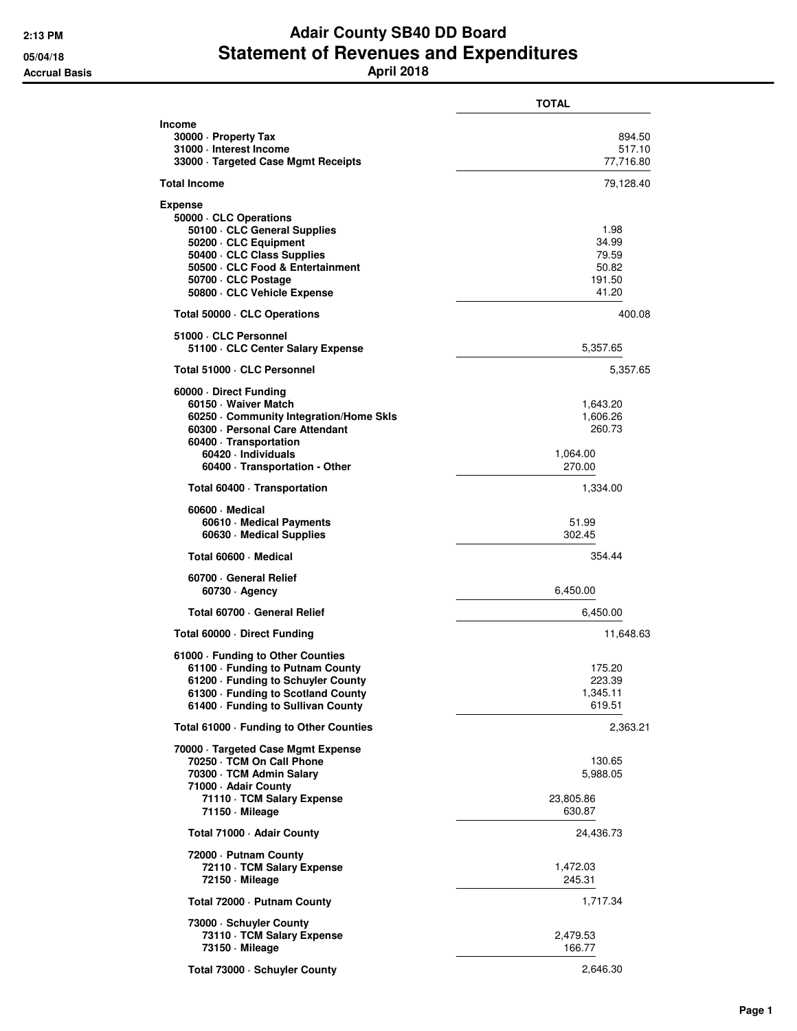# Adair County SB40 DD Board
## Statement of Revenues and Expenditures
### April 2018

2:13 PM
05/04/18
Accrual Basis

| | | TOTAL |
|---|---|---|
| **Income** | | |
| **30000 · Property Tax** | | 894.50 |
| **31000 · Interest Income** | | 517.10 |
| **33000 · Targeted Case Mgmt Receipts** | | 77,716.80 |
| **Total Income** | | 79,128.40 |
| **Expense** | | |
| **50000 · CLC Operations** | | |
| **50100 · CLC General Supplies** | | 1.98 |
| **50200 · CLC Equipment** | | 34.99 |
| **50400 · CLC Class Supplies** | | 79.59 |
| **50500 · CLC Food & Entertainment** | | 50.82 |
| **50700 · CLC Postage** | | 191.50 |
| **50800 · CLC Vehicle Expense** | | 41.20 |
| **Total 50000 · CLC Operations** | | 400.08 |
| **51000 · CLC Personnel** | | |
| **51100 · CLC Center Salary Expense** | 5,357.65 | |
| **Total 51000 · CLC Personnel** | | 5,357.65 |
| **60000 · Direct Funding** | | |
| **60150 · Waiver Match** | 1,643.20 | |
| **60250 · Community Integration/Home Skls** | 1,606.26 | |
| **60300 · Personal Care Attendant** | 260.73 | |
| **60400 · Transportation** | | |
| **60420 · Individuals** | 1,064.00 | |
| **60400 · Transportation - Other** | 270.00 | |
| **Total 60400 · Transportation** | 1,334.00 | |
| **60600 · Medical** | | |
| **60610 · Medical Payments** | 51.99 | |
| **60630 · Medical Supplies** | 302.45 | |
| **Total 60600 · Medical** | 354.44 | |
| **60700 · General Relief** | | |
| **60730 · Agency** | 6,450.00 | |
| **Total 60700 · General Relief** | 6,450.00 | |
| **Total 60000 · Direct Funding** | | 11,648.63 |
| **61000 · Funding to Other Counties** | | |
| **61100 · Funding to Putnam County** | | 175.20 |
| **61200 · Funding to Schuyler County** | | 223.39 |
| **61300 · Funding to Scotland County** | | 1,345.11 |
| **61400 · Funding to Sullivan County** | | 619.51 |
| **Total 61000 · Funding to Other Counties** | | 2,363.21 |
| **70000 · Targeted Case Mgmt Expense** | | |
| **70250 · TCM On Call Phone** | | 130.65 |
| **70300 · TCM Admin Salary** | | 5,988.05 |
| **71000 · Adair County** | | |
| **71110 · TCM Salary Expense** | 23,805.86 | |
| **71150 · Mileage** | 630.87 | |
| **Total 71000 · Adair County** | | 24,436.73 |
| **72000 · Putnam County** | | |
| **72110 · TCM Salary Expense** | 1,472.03 | |
| **72150 · Mileage** | 245.31 | |
| **Total 72000 · Putnam County** | 1,717.34 | |
| **73000 · Schuyler County** | | |
| **73110 · TCM Salary Expense** | 2,479.53 | |
| **73150 · Mileage** | 166.77 | |
| **Total 73000 · Schuyler County** | 2,646.30 | |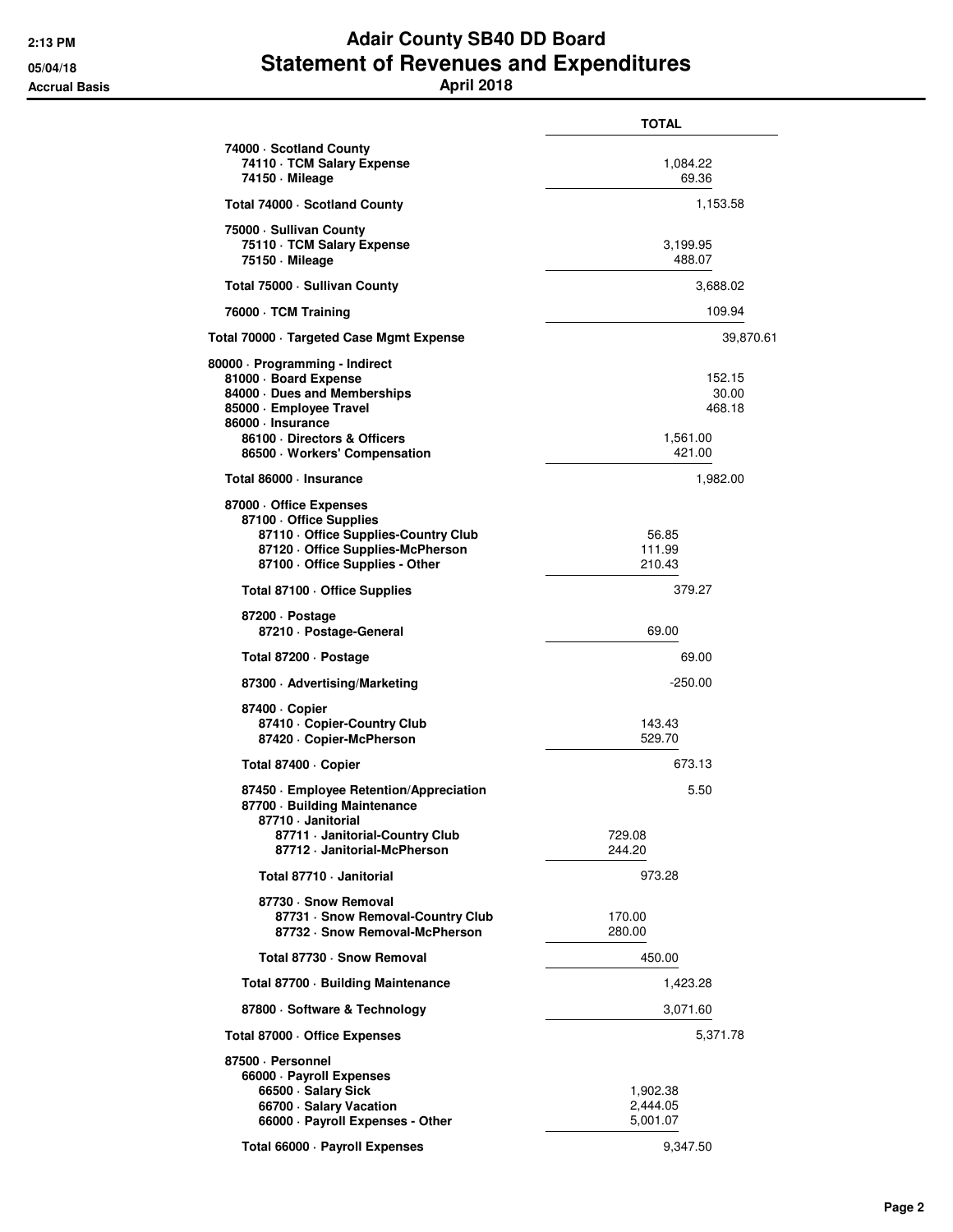# Adair County SB40 DD Board
## Statement of Revenues and Expenditures
### April 2018

Accrual Basis

| | TOTAL |
|---|---|
| 74000 · Scotland County | |
| 74110 · TCM Salary Expense | 1,084.22 |
| 74150 · Mileage | 69.36 |
| Total 74000 · Scotland County | 1,153.58 |
| 75000 · Sullivan County | |
| 75110 · TCM Salary Expense | 3,199.95 |
| 75150 · Mileage | 488.07 |
| Total 75000 · Sullivan County | 3,688.02 |
| 76000 · TCM Training | 109.94 |
| Total 70000 · Targeted Case Mgmt Expense | 39,870.61 |
| 80000 · Programming - Indirect | |
| 81000 · Board Expense | 152.15 |
| 84000 · Dues and Memberships | 30.00 |
| 85000 · Employee Travel | 468.18 |
| 86000 · Insurance | |
| 86100 · Directors & Officers | 1,561.00 |
| 86500 · Workers' Compensation | 421.00 |
| Total 86000 · Insurance | 1,982.00 |
| 87000 · Office Expenses | |
| 87100 · Office Supplies | |
| 87110 · Office Supplies-Country Club | 56.85 |
| 87120 · Office Supplies-McPherson | 111.99 |
| 87100 · Office Supplies - Other | 210.43 |
| Total 87100 · Office Supplies | 379.27 |
| 87200 · Postage | |
| 87210 · Postage-General | 69.00 |
| Total 87200 · Postage | 69.00 |
| 87300 · Advertising/Marketing | -250.00 |
| 87400 · Copier | |
| 87410 · Copier-Country Club | 143.43 |
| 87420 · Copier-McPherson | 529.70 |
| Total 87400 · Copier | 673.13 |
| 87450 · Employee Retention/Appreciation | 5.50 |
| 87700 · Building Maintenance | |
| 87710 · Janitorial | |
| 87711 · Janitorial-Country Club | 729.08 |
| 87712 · Janitorial-McPherson | 244.20 |
| Total 87710 · Janitorial | 973.28 |
| 87730 · Snow Removal | |
| 87731 · Snow Removal-Country Club | 170.00 |
| 87732 · Snow Removal-McPherson | 280.00 |
| Total 87730 · Snow Removal | 450.00 |
| Total 87700 · Building Maintenance | 1,423.28 |
| 87800 · Software & Technology | 3,071.60 |
| Total 87000 · Office Expenses | 5,371.78 |
| 87500 · Personnel | |
| 66000 · Payroll Expenses | |
| 66500 · Salary Sick | 1,902.38 |
| 66700 · Salary Vacation | 2,444.05 |
| 66000 · Payroll Expenses - Other | 5,001.07 |
| Total 66000 · Payroll Expenses | 9,347.50 |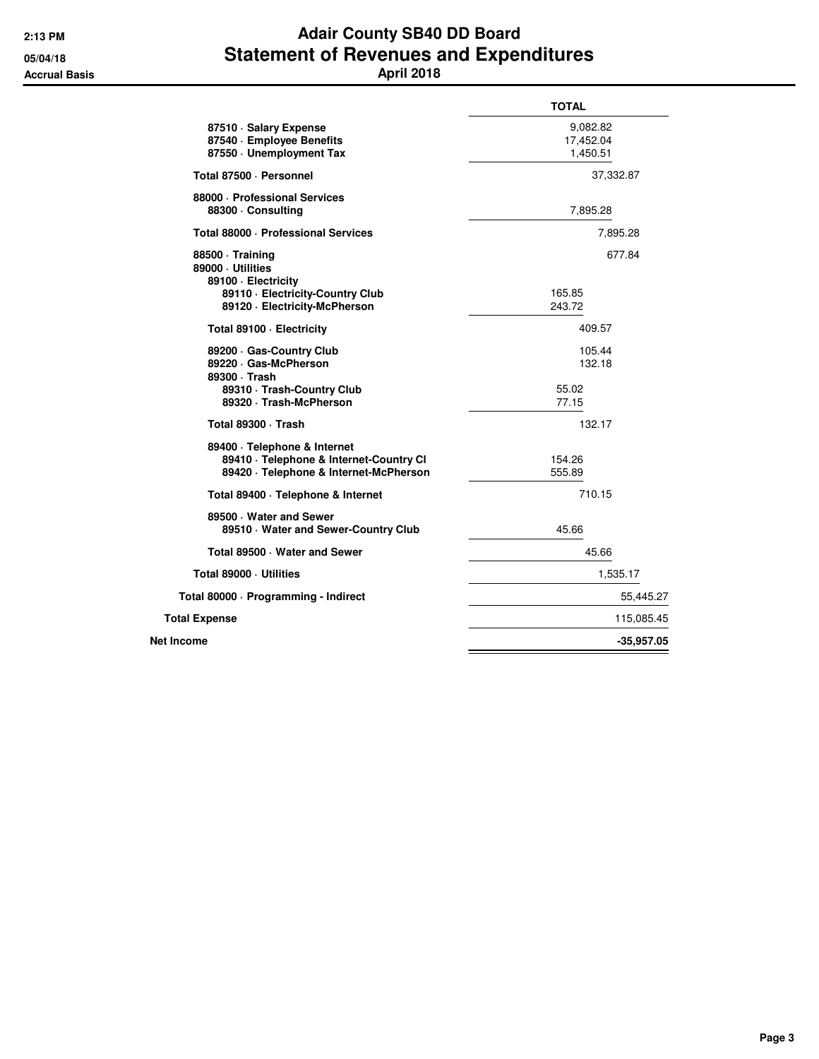# Adair County SB40 DD Board

## Statement of Revenues and Expenditures

### April 2018

2:13 PM
05/04/18
Accrual Basis

| | | TOTAL |
|---|---|---|
| 87510 · Salary Expense | 9,082.82 | |
| 87540 · Employee Benefits | 17,452.04 | |
| 87550 · Unemployment Tax | 1,450.51 | |
| **Total 87500 · Personnel** | | 37,332.87 |
| 88000 · Professional Services | | |
| 88300 · Consulting | 7,895.28 | |
| **Total 88000 · Professional Services** | | 7,895.28 |
| 88500 · Training | | 677.84 |
| 89000 · Utilities | | |
| 89100 · Electricity | | |
| 89110 · Electricity-Country Club | 165.85 | |
| 89120 · Electricity-McPherson | 243.72 | |
| **Total 89100 · Electricity** | | 409.57 |
| 89200 · Gas-Country Club | | 105.44 |
| 89220 · Gas-McPherson | | 132.18 |
| 89300 · Trash | | |
| 89310 · Trash-Country Club | 55.02 | |
| 89320 · Trash-McPherson | 77.15 | |
| **Total 89300 · Trash** | | 132.17 |
| 89400 · Telephone & Internet | | |
| 89410 · Telephone & Internet-Country Cl | 154.26 | |
| 89420 · Telephone & Internet-McPherson | 555.89 | |
| **Total 89400 · Telephone & Internet** | | 710.15 |
| 89500 · Water and Sewer | | |
| 89510 · Water and Sewer-Country Club | 45.66 | |
| **Total 89500 · Water and Sewer** | | 45.66 |
| **Total 89000 · Utilities** | | 1,535.17 |
| **Total 80000 · Programming - Indirect** | | 55,445.27 |
| **Total Expense** | | 115,085.45 |
| **Net Income** | | **-35,957.05** |